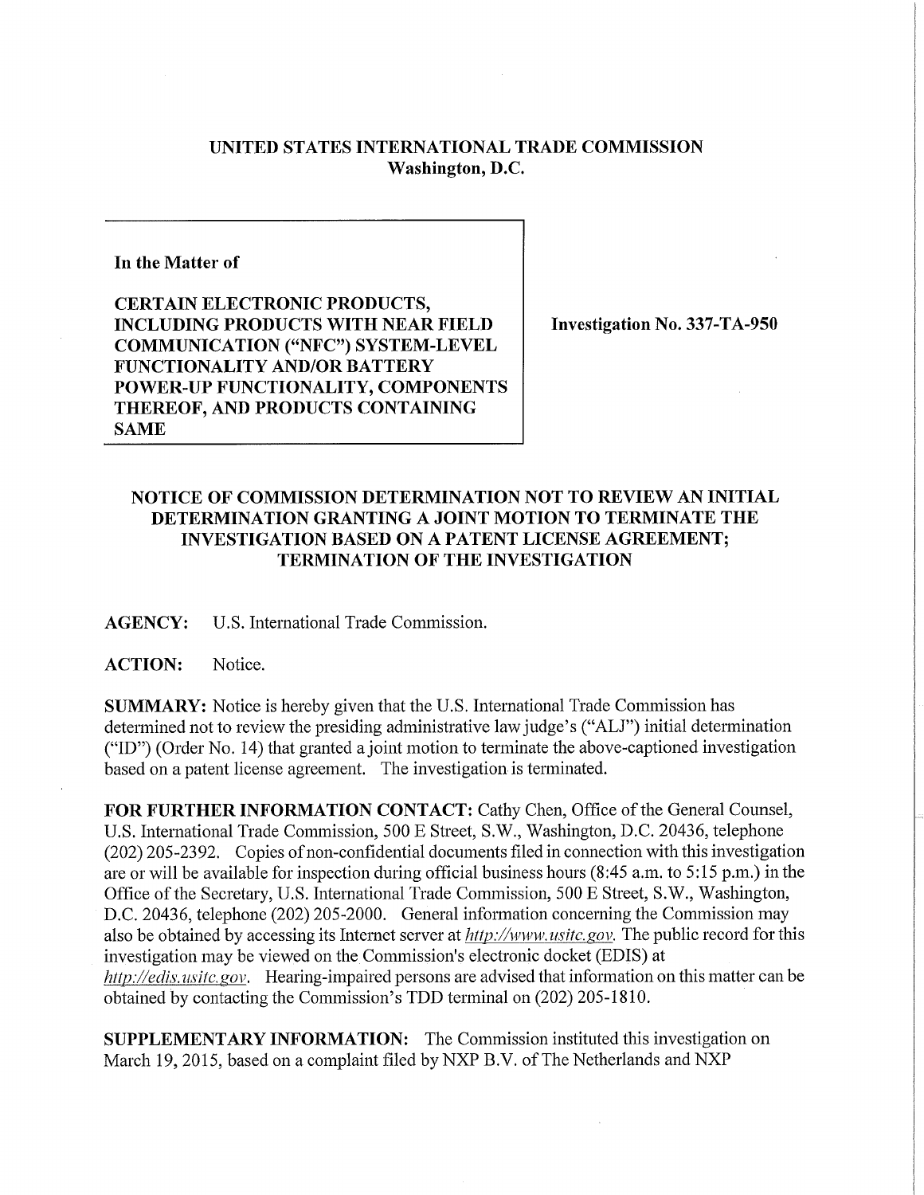# UNITED STATES INTERNATIONAL TRADE COMMISSION
## Washington, D.C.

| In the Matter of | |
|---|---|
| **CERTAIN ELECTRONIC PRODUCTS, INCLUDING PRODUCTS WITH NEAR FIELD COMMUNICATION ("NFC") SYSTEM-LEVEL FUNCTIONALITY AND/OR BATTERY POWER-UP FUNCTIONALITY, COMPONENTS THEREOF, AND PRODUCTS CONTAINING SAME** | **Investigation No. 337-TA-950** |

## NOTICE OF COMMISSION DETERMINATION NOT TO REVIEW AN INITIAL DETERMINATION GRANTING A JOINT MOTION TO TERMINATE THE INVESTIGATION BASED ON A PATENT LICENSE AGREEMENT; TERMINATION OF THE INVESTIGATION

**AGENCY:** U.S. International Trade Commission.

**ACTION:** Notice.

**SUMMARY:** Notice is hereby given that the U.S. International Trade Commission has determined not to review the presiding administrative law judge's ("ALJ") initial determination ("ID") (Order No. 14) that granted a joint motion to terminate the above-captioned investigation based on a patent license agreement. The investigation is terminated.

**FOR FURTHER INFORMATION CONTACT:** Cathy Chen, Office of the General Counsel, U.S. International Trade Commission, 500 E Street, S.W., Washington, D.C. 20436, telephone (202) 205-2392. Copies of non-confidential documents filed in connection with this investigation are or will be available for inspection during official business hours (8:45 a.m. to 5:15 p.m.) in the Office of the Secretary, U.S. International Trade Commission, 500 E Street, S.W., Washington, D.C. 20436, telephone (202) 205-2000. General information concerning the Commission may also be obtained by accessing its Internet server at *http://www.usitc.gov*. The public record for this investigation may be viewed on the Commission's electronic docket (EDIS) at *http://edis.usitc.gov*. Hearing-impaired persons are advised that information on this matter can be obtained by contacting the Commission's TDD terminal on (202) 205-1810.

**SUPPLEMENTARY INFORMATION:** The Commission instituted this investigation on March 19, 2015, based on a complaint filed by NXP B.V. of The Netherlands and NXP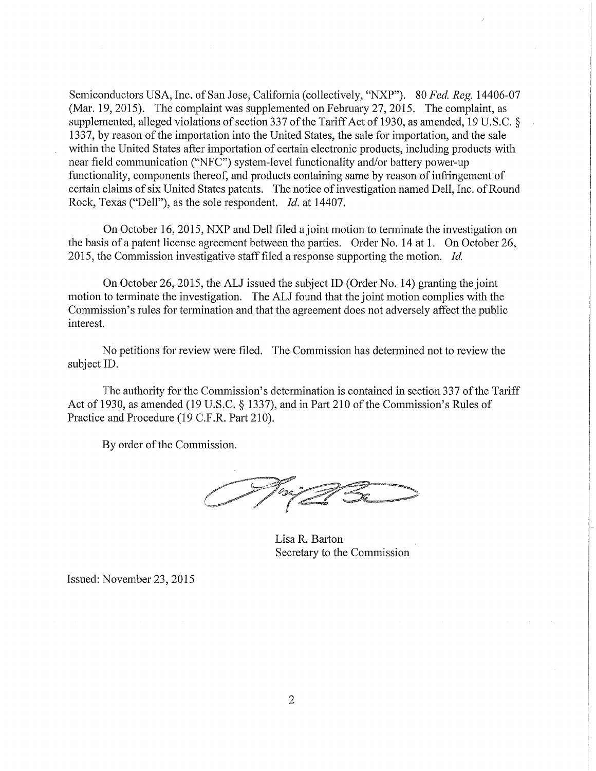Semiconductors USA, Inc. of San Jose, California (collectively, "NXP"). 80 *Fed. Reg.* 14406-07 (Mar. 19, 2015). The complaint was supplemented on February 27, 2015. The complaint, as supplemented, alleged violations of section 337 of the Tariff Act of 1930, as amended, 19 U.S.C. § 1337, by reason of the importation into the United States, the sale for importation, and the sale within the United States after importation of certain electronic products, including products with near field communication ("NFC") system-level functionality and/or battery power-up functionality, components thereof, and products containing same by reason of infringement of certain claims of six United States patents. The notice of investigation named Dell, Inc. of Round Rock, Texas ("Dell"), as the sole respondent. *Id.* at 14407.

On October 16, 2015, NXP and Dell filed a joint motion to terminate the investigation on the basis of a patent license agreement between the parties. Order No. 14 at 1. On October 26, 2015, the Commission investigative staff filed a response supporting the motion. *Id.*

On October 26, 2015, the ALJ issued the subject ID (Order No. 14) granting the joint motion to terminate the investigation. The ALJ found that the joint motion complies with the Commission's rules for termination and that the agreement does not adversely affect the public interest.

No petitions for review were filed. The Commission has determined not to review the subject ID.

The authority for the Commission's determination is contained in section 337 of the Tariff Act of 1930, as amended (19 U.S.C. § 1337), and in Part 210 of the Commission's Rules of Practice and Procedure (19 C.F.R. Part 210).

By order of the Commission.

Lisa R. Barton
Secretary to the Commission

Issued: November 23, 2015